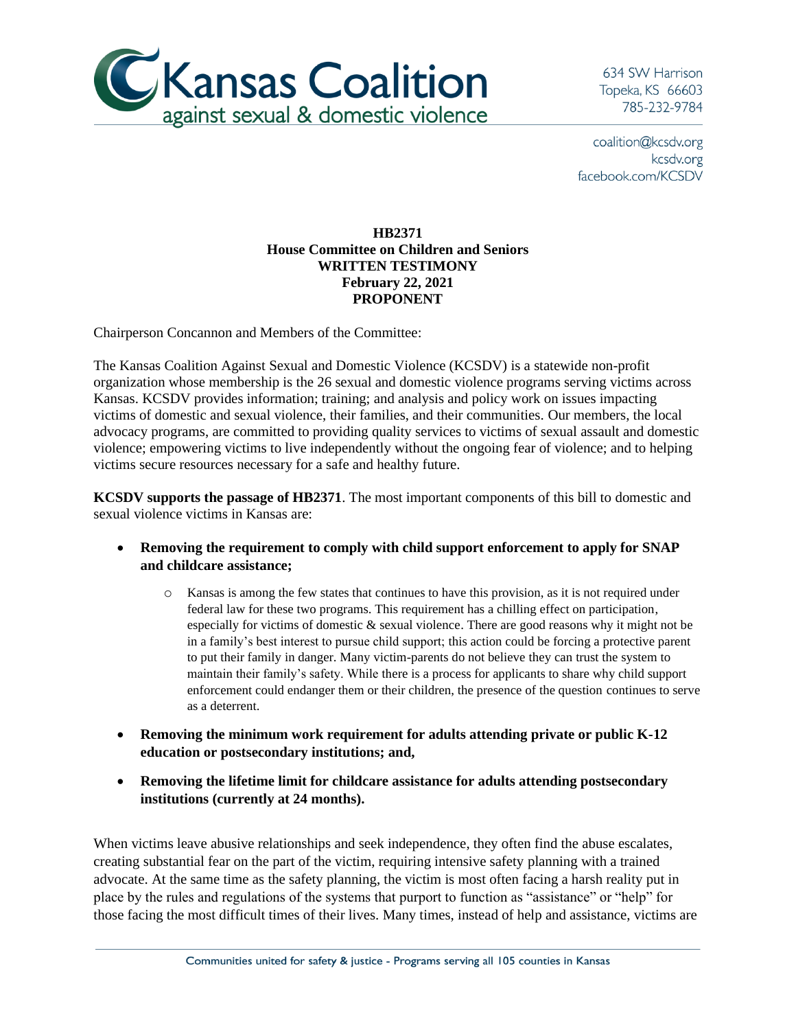# Kansas Coalition against sexual & domestic violence

634 SW Harrison
Topeka, KS 66603
785-232-9784

coalition@kcsdv.org
kcsdv.org
facebook.com/KCSDV

**HB2371**
**House Committee on Children and Seniors**
**WRITTEN TESTIMONY**
**February 22, 2021**
**PROPONENT**

Chairperson Concannon and Members of the Committee:

The Kansas Coalition Against Sexual and Domestic Violence (KCSDV) is a statewide non-profit organization whose membership is the 26 sexual and domestic violence programs serving victims across Kansas. KCSDV provides information; training; and analysis and policy work on issues impacting victims of domestic and sexual violence, their families, and their communities. Our members, the local advocacy programs, are committed to providing quality services to victims of sexual assault and domestic violence; empowering victims to live independently without the ongoing fear of violence; and to helping victims secure resources necessary for a safe and healthy future.

**KCSDV supports the passage of HB2371**. The most important components of this bill to domestic and sexual violence victims in Kansas are:

- **Removing the requirement to comply with child support enforcement to apply for SNAP and childcare assistance;**
  - Kansas is among the few states that continues to have this provision, as it is not required under federal law for these two programs. This requirement has a chilling effect on participation, especially for victims of domestic & sexual violence. There are good reasons why it might not be in a family's best interest to pursue child support; this action could be forcing a protective parent to put their family in danger. Many victim-parents do not believe they can trust the system to maintain their family's safety. While there is a process for applicants to share why child support enforcement could endanger them or their children, the presence of the question continues to serve as a deterrent.
- **Removing the minimum work requirement for adults attending private or public K-12 education or postsecondary institutions; and,**
- **Removing the lifetime limit for childcare assistance for adults attending postsecondary institutions (currently at 24 months).**

When victims leave abusive relationships and seek independence, they often find the abuse escalates, creating substantial fear on the part of the victim, requiring intensive safety planning with a trained advocate. At the same time as the safety planning, the victim is most often facing a harsh reality put in place by the rules and regulations of the systems that purport to function as "assistance" or "help" for those facing the most difficult times of their lives. Many times, instead of help and assistance, victims are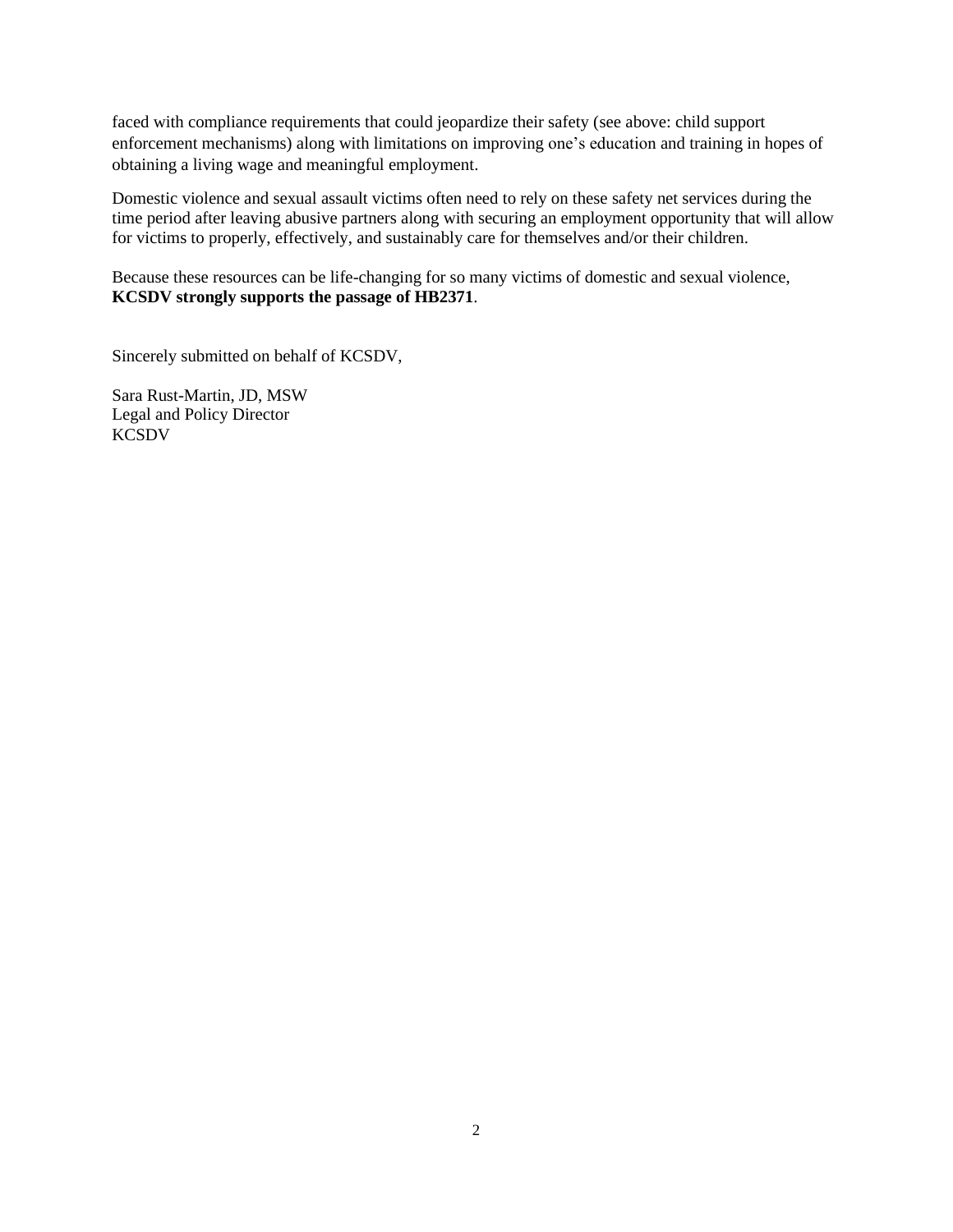faced with compliance requirements that could jeopardize their safety (see above: child support enforcement mechanisms) along with limitations on improving one's education and training in hopes of obtaining a living wage and meaningful employment.

Domestic violence and sexual assault victims often need to rely on these safety net services during the time period after leaving abusive partners along with securing an employment opportunity that will allow for victims to properly, effectively, and sustainably care for themselves and/or their children.

Because these resources can be life-changing for so many victims of domestic and sexual violence, **KCSDV strongly supports the passage of HB2371**.

Sincerely submitted on behalf of KCSDV,

Sara Rust-Martin, JD, MSW  
Legal and Policy Director  
KCSDV